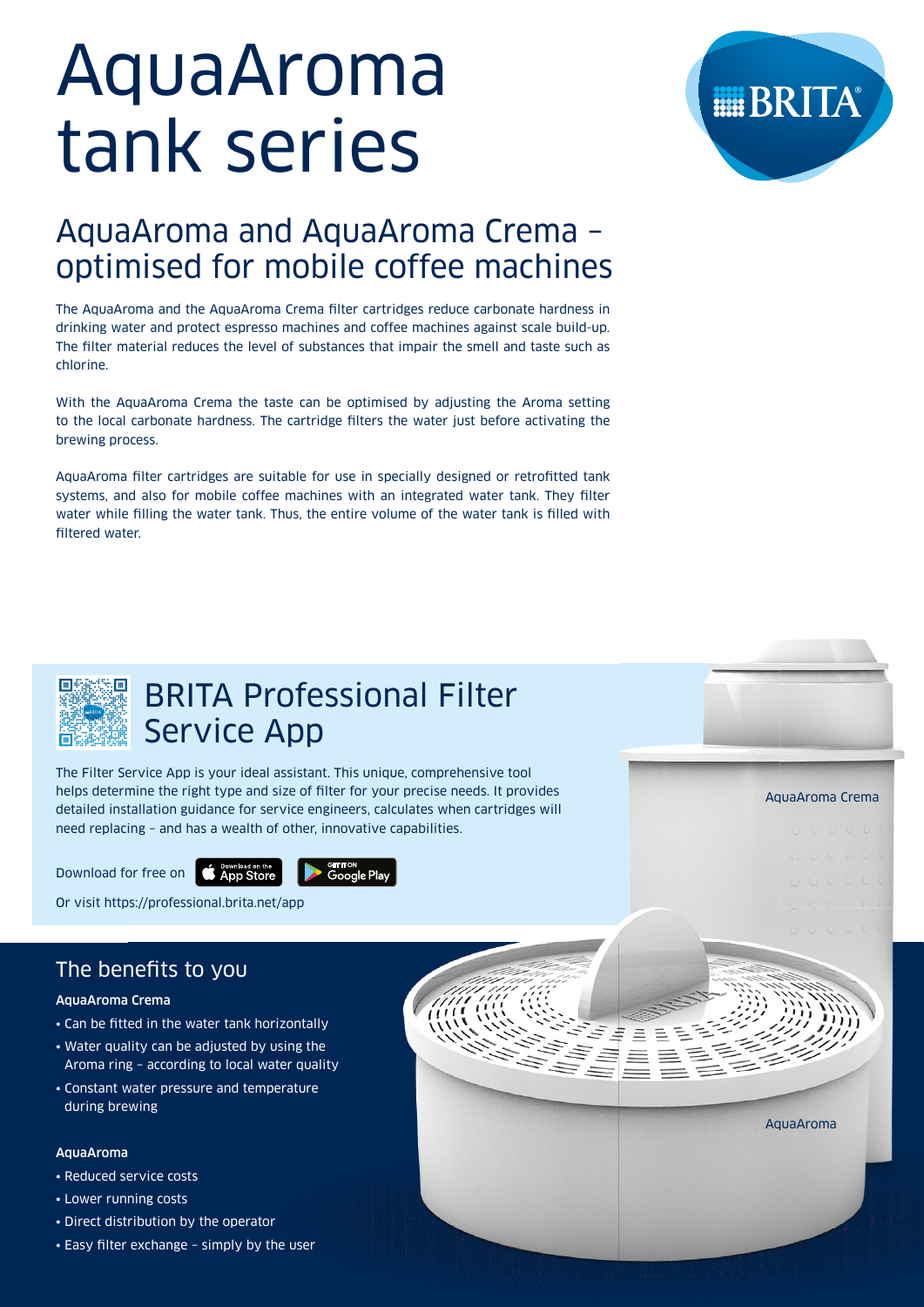# AquaAroma tank series

## AquaAroma and AquaAroma Crema – optimised for mobile coffee machines

The AquaAroma and the AquaAroma Crema filter cartridges reduce carbonate hardness in drinking water and protect espresso machines and coffee machines against scale build-up. The filter material reduces the level of substances that impair the smell and taste such as chlorine.

With the AquaAroma Crema the taste can be optimised by adjusting the Aroma setting to the local carbonate hardness. The cartridge filters the water just before activating the brewing process.

AquaAroma filter cartridges are suitable for use in specially designed or retrofitted tank systems, and also for mobile coffee machines with an integrated water tank. They filter water while filling the water tank. Thus, the entire volume of the water tank is filled with filtered water.

## BRITA Professional Filter Service App

The Filter Service App is your ideal assistant. This unique, comprehensive tool helps determine the right type and size of filter for your precise needs. It provides detailed installation guidance for service engineers, calculates when cartridges will need replacing – and has a wealth of other, innovative capabilities.

Download for free on App Store Google Play

Or visit https://professional.brita.net/app

AquaAroma Crema

AquaAroma

## The benefits to you

**AquaAroma Crema**

- Can be fitted in the water tank horizontally
- Water quality can be adjusted by using the Aroma ring – according to local water quality
- Constant water pressure and temperature during brewing

**AquaAroma**

- Reduced service costs
- Lower running costs
- Direct distribution by the operator
- Easy filter exchange – simply by the user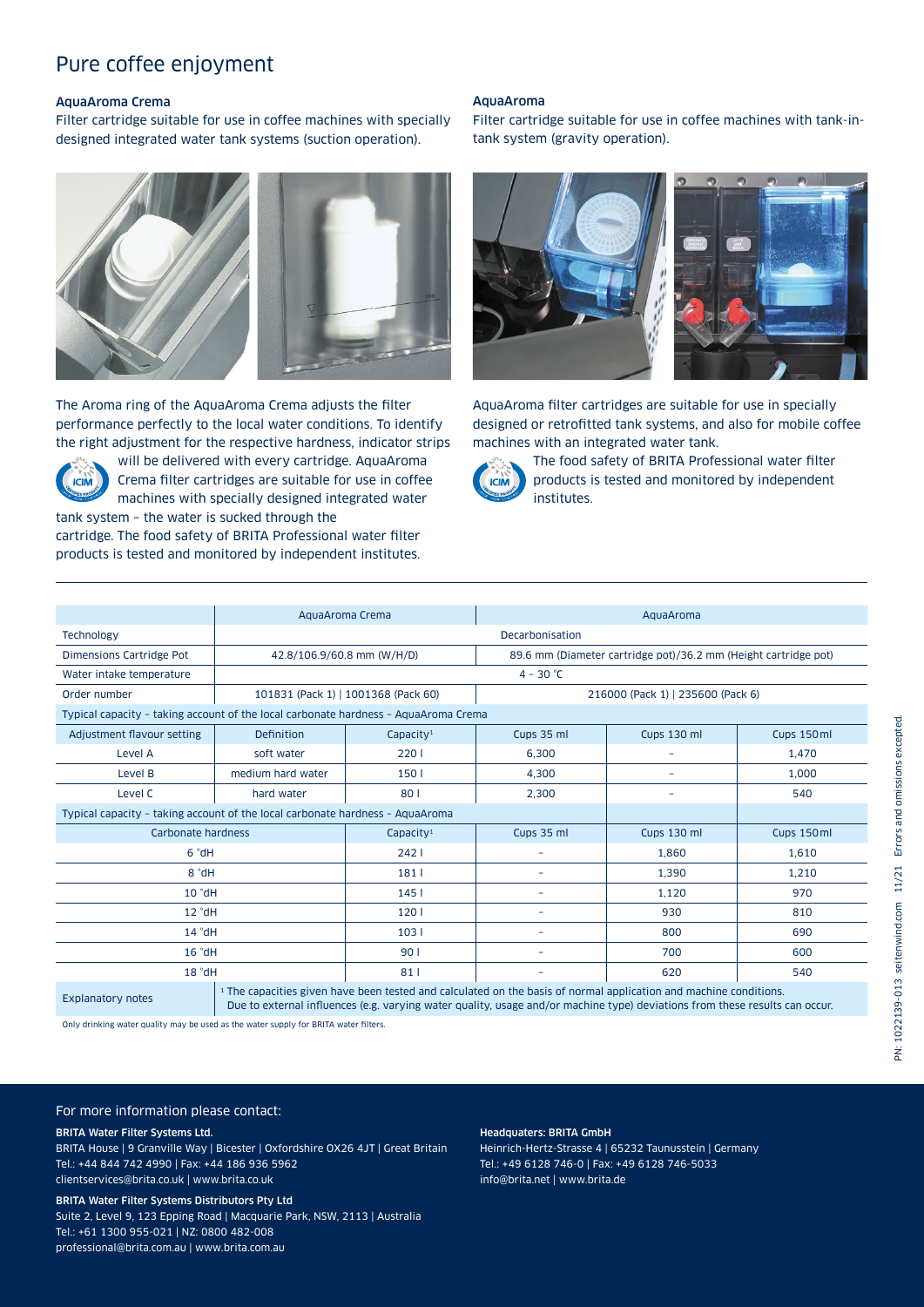# Pure coffee enjoyment

### AquaAroma Crema

Filter cartridge suitable for use in coffee machines with specially designed integrated water tank systems (suction operation).

The Aroma ring of the AquaAroma Crema adjusts the filter performance perfectly to the local water conditions. To identify the right adjustment for the respective hardness, indicator strips will be delivered with every cartridge. AquaAroma Crema filter cartridges are suitable for use in coffee machines with specially designed integrated water tank system – the water is sucked through the cartridge. The food safety of BRITA Professional water filter products is tested and monitored by independent institutes.

### AquaAroma

Filter cartridge suitable for use in coffee machines with tank-in-tank system (gravity operation).

AquaAroma filter cartridges are suitable for use in specially designed or retrofitted tank systems, and also for mobile coffee machines with an integrated water tank.

The food safety of BRITA Professional water filter products is tested and monitored by independent institutes.

| | AquaAroma Crema | | AquaAroma | | |
|---|---|---|---|---|---|
| Technology | Decarbonisation | | | | |
| Dimensions Cartridge Pot | 42.8/106.9/60.8 mm (W/H/D) | | 89.6 mm (Diameter cartridge pot)/36.2 mm (Height cartridge pot) | | |
| Water intake temperature | 4 – 30 °C | | | | |
| Order number | 101831 (Pack 1) \| 1001368 (Pack 60) | | 216000 (Pack 1) \| 235600 (Pack 6) | | |
| Typical capacity – taking account of the local carbonate hardness – AquaAroma Crema | | | | | |
| Adjustment flavour setting | Definition | Capacity[1] | Cups 35 ml | Cups 130 ml | Cups 150 ml |
| Level A | soft water | 220 l | 6,300 | – | 1,470 |
| Level B | medium hard water | 150 l | 4,300 | – | 1,000 |
| Level C | hard water | 80 l | 2,300 | – | 540 |
| Typical capacity – taking account of the local carbonate hardness – AquaAroma | | | | | |
| Carbonate hardness | | Capacity[1] | Cups 35 ml | Cups 130 ml | Cups 150 ml |
| 6 °dH | | 242 l | – | 1,860 | 1,610 |
| 8 °dH | | 181 l | – | 1,390 | 1,210 |
| 10 °dH | | 145 l | – | 1,120 | 970 |
| 12 °dH | | 120 l | – | 930 | 810 |
| 14 °dH | | 103 l | – | 800 | 690 |
| 16 °dH | | 90 l | – | 700 | 600 |
| 18 °dH | | 81 l | – | 620 | 540 |
| Explanatory notes | [1] The capacities given have been tested and calculated on the basis of normal application and machine conditions. Due to external influences (e.g. varying water quality, usage and/or machine type) deviations from these results can occur. | | | | |

Only drinking water quality may be used as the water supply for BRITA water filters.

PN: 1022139-013 seitenwind.com 11/21 Errors and omissions excepted.

For more information please contact:

**BRITA Water Filter Systems Ltd.**
BRITA House | 9 Granville Way | Bicester | Oxfordshire OX26 4JT | Great Britain
Tel.: +44 844 742 4990 | Fax: +44 186 936 5962
clientservices@brita.co.uk | www.brita.co.uk

**BRITA Water Filter Systems Distributors Pty Ltd**
Suite 2, Level 9, 123 Epping Road | Macquarie Park, NSW, 2113 | Australia
Tel.: +61 1300 955-021 | NZ: 0800 482-008
professional@brita.com.au | www.brita.com.au

**Headquaters: BRITA GmbH**
Heinrich-Hertz-Strasse 4 | 65232 Taunusstein | Germany
Tel.: +49 6128 746-0 | Fax: +49 6128 746-5033
info@brita.net | www.brita.de